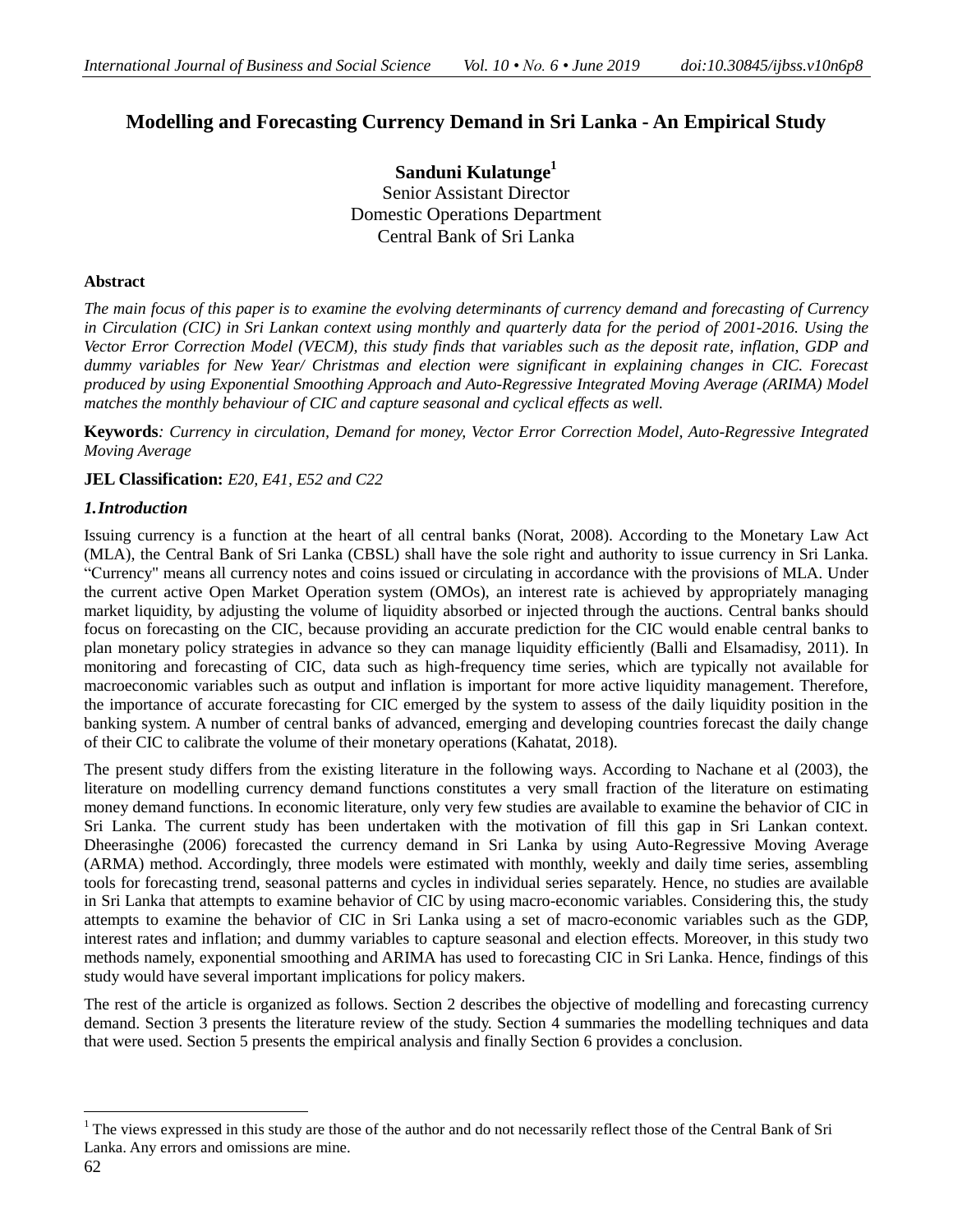# Modelling and Forecasting Currency Demand in Sri Lanka - An Empirical Study

**Sanduni Kulatunge**[1]
Senior Assistant Director
Domestic Operations Department
Central Bank of Sri Lanka

### Abstract

*The main focus of this paper is to examine the evolving determinants of currency demand and forecasting of Currency in Circulation (CIC) in Sri Lankan context using monthly and quarterly data for the period of 2001-2016. Using the Vector Error Correction Model (VECM), this study finds that variables such as the deposit rate, inflation, GDP and dummy variables for New Year/ Christmas and election were significant in explaining changes in CIC. Forecast produced by using Exponential Smoothing Approach and Auto-Regressive Integrated Moving Average (ARIMA) Model matches the monthly behaviour of CIC and capture seasonal and cyclical effects as well.*

**Keywords***: Currency in circulation, Demand for money, Vector Error Correction Model, Auto-Regressive Integrated Moving Average*

**JEL Classification:** *E20, E41, E52 and C22*

## 1. Introduction

Issuing currency is a function at the heart of all central banks (Norat, 2008). According to the Monetary Law Act (MLA), the Central Bank of Sri Lanka (CBSL) shall have the sole right and authority to issue currency in Sri Lanka. "Currency" means all currency notes and coins issued or circulating in accordance with the provisions of MLA. Under the current active Open Market Operation system (OMOs), an interest rate is achieved by appropriately managing market liquidity, by adjusting the volume of liquidity absorbed or injected through the auctions. Central banks should focus on forecasting on the CIC, because providing an accurate prediction for the CIC would enable central banks to plan monetary policy strategies in advance so they can manage liquidity efficiently (Balli and Elsamadisy, 2011). In monitoring and forecasting of CIC, data such as high-frequency time series, which are typically not available for macroeconomic variables such as output and inflation is important for more active liquidity management. Therefore, the importance of accurate forecasting for CIC emerged by the system to assess of the daily liquidity position in the banking system. A number of central banks of advanced, emerging and developing countries forecast the daily change of their CIC to calibrate the volume of their monetary operations (Kahatat, 2018).

The present study differs from the existing literature in the following ways. According to Nachane et al (2003), the literature on modelling currency demand functions constitutes a very small fraction of the literature on estimating money demand functions. In economic literature, only very few studies are available to examine the behavior of CIC in Sri Lanka. The current study has been undertaken with the motivation of fill this gap in Sri Lankan context. Dheerasinghe (2006) forecasted the currency demand in Sri Lanka by using Auto-Regressive Moving Average (ARMA) method. Accordingly, three models were estimated with monthly, weekly and daily time series, assembling tools for forecasting trend, seasonal patterns and cycles in individual series separately. Hence, no studies are available in Sri Lanka that attempts to examine behavior of CIC by using macro-economic variables. Considering this, the study attempts to examine the behavior of CIC in Sri Lanka using a set of macro-economic variables such as the GDP, interest rates and inflation; and dummy variables to capture seasonal and election effects. Moreover, in this study two methods namely, exponential smoothing and ARIMA has used to forecasting CIC in Sri Lanka. Hence, findings of this study would have several important implications for policy makers.

The rest of the article is organized as follows. Section 2 describes the objective of modelling and forecasting currency demand. Section 3 presents the literature review of the study. Section 4 summaries the modelling techniques and data that were used. Section 5 presents the empirical analysis and finally Section 6 provides a conclusion.

[1] The views expressed in this study are those of the author and do not necessarily reflect those of the Central Bank of Sri Lanka. Any errors and omissions are mine.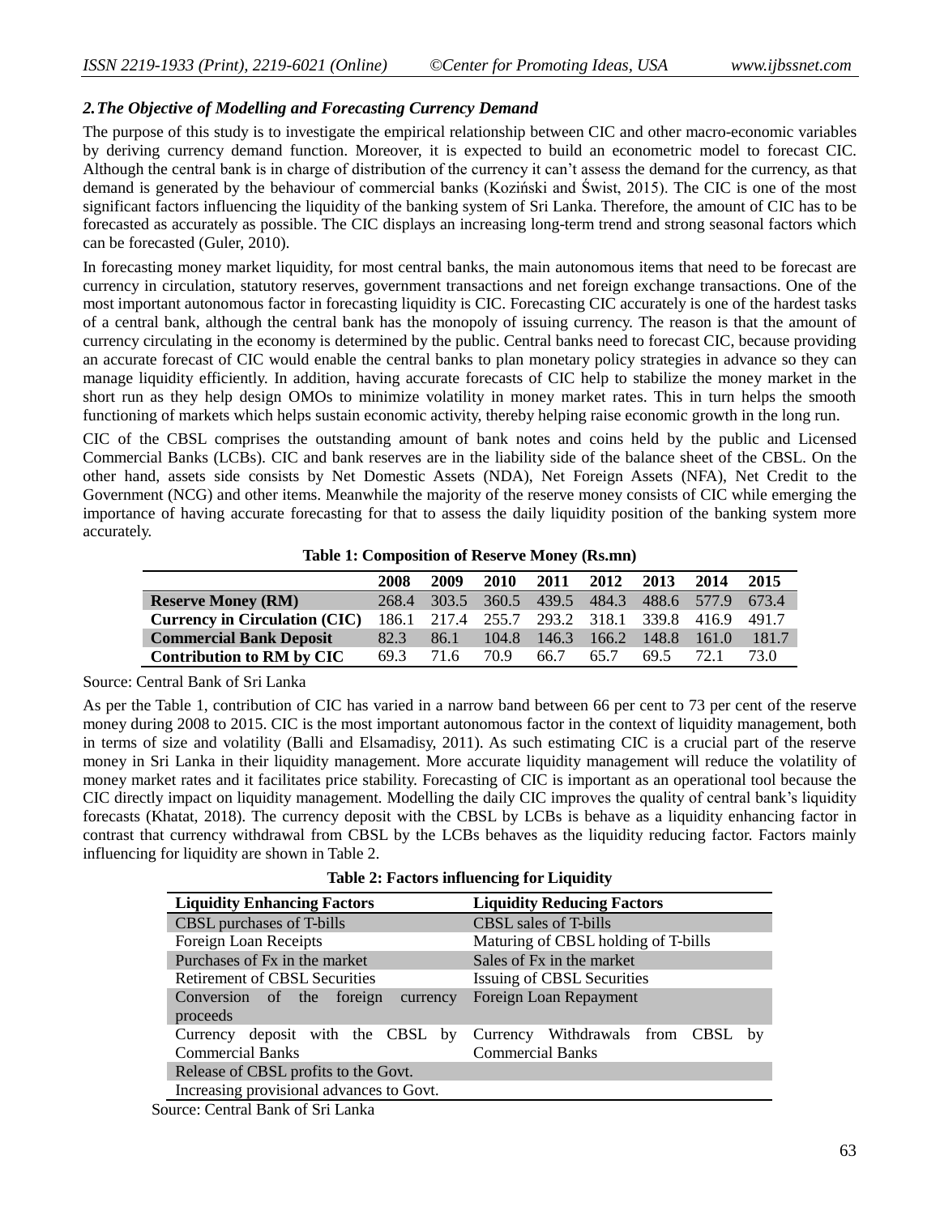## *2. The Objective of Modelling and Forecasting Currency Demand*

The purpose of this study is to investigate the empirical relationship between CIC and other macro-economic variables by deriving currency demand function. Moreover, it is expected to build an econometric model to forecast CIC. Although the central bank is in charge of distribution of the currency it can't assess the demand for the currency, as that demand is generated by the behaviour of commercial banks (Koziński and Świst, 2015). The CIC is one of the most significant factors influencing the liquidity of the banking system of Sri Lanka. Therefore, the amount of CIC has to be forecasted as accurately as possible. The CIC displays an increasing long-term trend and strong seasonal factors which can be forecasted (Guler, 2010).

In forecasting money market liquidity, for most central banks, the main autonomous items that need to be forecast are currency in circulation, statutory reserves, government transactions and net foreign exchange transactions. One of the most important autonomous factor in forecasting liquidity is CIC. Forecasting CIC accurately is one of the hardest tasks of a central bank, although the central bank has the monopoly of issuing currency. The reason is that the amount of currency circulating in the economy is determined by the public. Central banks need to forecast CIC, because providing an accurate forecast of CIC would enable the central banks to plan monetary policy strategies in advance so they can manage liquidity efficiently. In addition, having accurate forecasts of CIC help to stabilize the money market in the short run as they help design OMOs to minimize volatility in money market rates. This in turn helps the smooth functioning of markets which helps sustain economic activity, thereby helping raise economic growth in the long run.

CIC of the CBSL comprises the outstanding amount of bank notes and coins held by the public and Licensed Commercial Banks (LCBs). CIC and bank reserves are in the liability side of the balance sheet of the CBSL. On the other hand, assets side consists by Net Domestic Assets (NDA), Net Foreign Assets (NFA), Net Credit to the Government (NCG) and other items. Meanwhile the majority of the reserve money consists of CIC while emerging the importance of having accurate forecasting for that to assess the daily liquidity position of the banking system more accurately.

**Table 1: Composition of Reserve Money (Rs.mn)**

| | 2008 | 2009 | 2010 | 2011 | 2012 | 2013 | 2014 | 2015 |
|---|---|---|---|---|---|---|---|---|
| **Reserve Money (RM)** | 268.4 | 303.5 | 360.5 | 439.5 | 484.3 | 488.6 | 577.9 | 673.4 |
| **Currency in Circulation (CIC)** | 186.1 | 217.4 | 255.7 | 293.2 | 318.1 | 339.8 | 416.9 | 491.7 |
| **Commercial Bank Deposit** | 82.3 | 86.1 | 104.8 | 146.3 | 166.2 | 148.8 | 161.0 | 181.7 |
| **Contribution to RM by CIC** | 69.3 | 71.6 | 70.9 | 66.7 | 65.7 | 69.5 | 72.1 | 73.0 |

Source: Central Bank of Sri Lanka

As per the Table 1, contribution of CIC has varied in a narrow band between 66 per cent to 73 per cent of the reserve money during 2008 to 2015. CIC is the most important autonomous factor in the context of liquidity management, both in terms of size and volatility (Balli and Elsamadisy, 2011). As such estimating CIC is a crucial part of the reserve money in Sri Lanka in their liquidity management. More accurate liquidity management will reduce the volatility of money market rates and it facilitates price stability. Forecasting of CIC is important as an operational tool because the CIC directly impact on liquidity management. Modelling the daily CIC improves the quality of central bank's liquidity forecasts (Khatat, 2018). The currency deposit with the CBSL by LCBs is behave as a liquidity enhancing factor in contrast that currency withdrawal from CBSL by the LCBs behaves as the liquidity reducing factor. Factors mainly influencing for liquidity are shown in Table 2.

**Table 2: Factors influencing for Liquidity**

| Liquidity Enhancing Factors | Liquidity Reducing Factors |
|---|---|
| CBSL purchases of T-bills | CBSL sales of T-bills |
| Foreign Loan Receipts | Maturing of CBSL holding of T-bills |
| Purchases of Fx in the market | Sales of Fx in the market |
| Retirement of CBSL Securities | Issuing of CBSL Securities |
| Conversion of the foreign currency proceeds | Foreign Loan Repayment |
| Currency deposit with the CBSL by Commercial Banks | Currency Withdrawals from CBSL by Commercial Banks |
| Release of CBSL profits to the Govt. | |
| Increasing provisional advances to Govt. | |

Source: Central Bank of Sri Lanka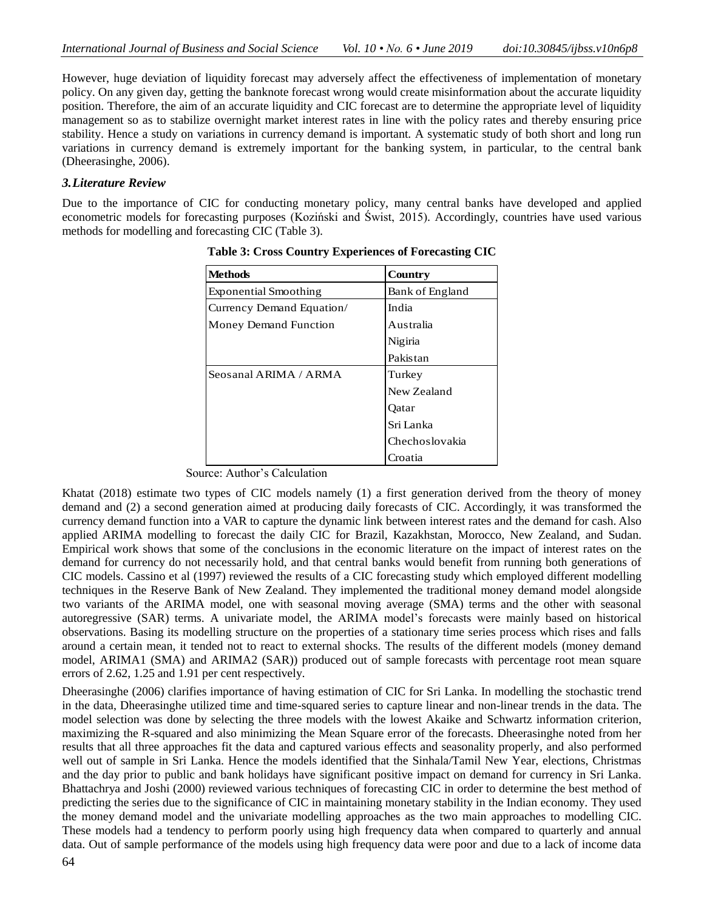However, huge deviation of liquidity forecast may adversely affect the effectiveness of implementation of monetary policy. On any given day, getting the banknote forecast wrong would create misinformation about the accurate liquidity position. Therefore, the aim of an accurate liquidity and CIC forecast are to determine the appropriate level of liquidity management so as to stabilize overnight market interest rates in line with the policy rates and thereby ensuring price stability. Hence a study on variations in currency demand is important. A systematic study of both short and long run variations in currency demand is extremely important for the banking system, in particular, to the central bank (Dheerasinghe, 2006).

### *3. Literature Review*

Due to the importance of CIC for conducting monetary policy, many central banks have developed and applied econometric models for forecasting purposes (Koziński and Świst, 2015). Accordingly, countries have used various methods for modelling and forecasting CIC (Table 3).

**Table 3: Cross Country Experiences of Forecasting CIC**

| Methods | Country |
|---|---|
| Exponential Smoothing | Bank of England |
| Currency Demand Equation/ | India |
| Money Demand Function | Australia |
| | Nigiria |
| | Pakistan |
| Seosanal ARIMA / ARMA | Turkey |
| | New Zealand |
| | Qatar |
| | Sri Lanka |
| | Chechoslovakia |
| | Croatia |

Source: Author's Calculation

Khatat (2018) estimate two types of CIC models namely (1) a first generation derived from the theory of money demand and (2) a second generation aimed at producing daily forecasts of CIC. Accordingly, it was transformed the currency demand function into a VAR to capture the dynamic link between interest rates and the demand for cash. Also applied ARIMA modelling to forecast the daily CIC for Brazil, Kazakhstan, Morocco, New Zealand, and Sudan. Empirical work shows that some of the conclusions in the economic literature on the impact of interest rates on the demand for currency do not necessarily hold, and that central banks would benefit from running both generations of CIC models. Cassino et al (1997) reviewed the results of a CIC forecasting study which employed different modelling techniques in the Reserve Bank of New Zealand. They implemented the traditional money demand model alongside two variants of the ARIMA model, one with seasonal moving average (SMA) terms and the other with seasonal autoregressive (SAR) terms. A univariate model, the ARIMA model's forecasts were mainly based on historical observations. Basing its modelling structure on the properties of a stationary time series process which rises and falls around a certain mean, it tended not to react to external shocks. The results of the different models (money demand model, ARIMA1 (SMA) and ARIMA2 (SAR)) produced out of sample forecasts with percentage root mean square errors of 2.62, 1.25 and 1.91 per cent respectively.

Dheerasinghe (2006) clarifies importance of having estimation of CIC for Sri Lanka. In modelling the stochastic trend in the data, Dheerasinghe utilized time and time-squared series to capture linear and non-linear trends in the data. The model selection was done by selecting the three models with the lowest Akaike and Schwartz information criterion, maximizing the R-squared and also minimizing the Mean Square error of the forecasts. Dheerasinghe noted from her results that all three approaches fit the data and captured various effects and seasonality properly, and also performed well out of sample in Sri Lanka. Hence the models identified that the Sinhala/Tamil New Year, elections, Christmas and the day prior to public and bank holidays have significant positive impact on demand for currency in Sri Lanka. Bhattachrya and Joshi (2000) reviewed various techniques of forecasting CIC in order to determine the best method of predicting the series due to the significance of CIC in maintaining monetary stability in the Indian economy. They used the money demand model and the univariate modelling approaches as the two main approaches to modelling CIC. These models had a tendency to perform poorly using high frequency data when compared to quarterly and annual data. Out of sample performance of the models using high frequency data were poor and due to a lack of income data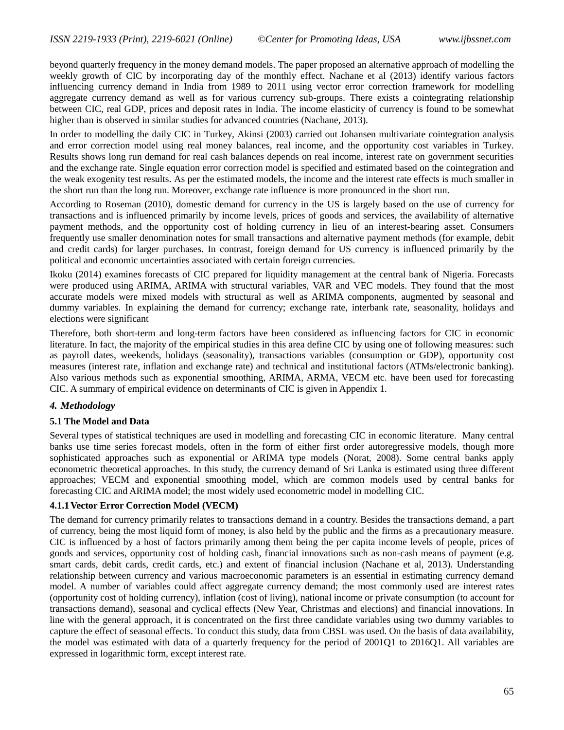beyond quarterly frequency in the money demand models. The paper proposed an alternative approach of modelling the weekly growth of CIC by incorporating day of the monthly effect. Nachane et al (2013) identify various factors influencing currency demand in India from 1989 to 2011 using vector error correction framework for modelling aggregate currency demand as well as for various currency sub-groups. There exists a cointegrating relationship between CIC, real GDP, prices and deposit rates in India. The income elasticity of currency is found to be somewhat higher than is observed in similar studies for advanced countries (Nachane, 2013).

In order to modelling the daily CIC in Turkey, Akinsi (2003) carried out Johansen multivariate cointegration analysis and error correction model using real money balances, real income, and the opportunity cost variables in Turkey. Results shows long run demand for real cash balances depends on real income, interest rate on government securities and the exchange rate. Single equation error correction model is specified and estimated based on the cointegration and the weak exogenity test results. As per the estimated models, the income and the interest rate effects is much smaller in the short run than the long run. Moreover, exchange rate influence is more pronounced in the short run.

According to Roseman (2010), domestic demand for currency in the US is largely based on the use of currency for transactions and is influenced primarily by income levels, prices of goods and services, the availability of alternative payment methods, and the opportunity cost of holding currency in lieu of an interest-bearing asset. Consumers frequently use smaller denomination notes for small transactions and alternative payment methods (for example, debit and credit cards) for larger purchases. In contrast, foreign demand for US currency is influenced primarily by the political and economic uncertainties associated with certain foreign currencies.

Ikoku (2014) examines forecasts of CIC prepared for liquidity management at the central bank of Nigeria. Forecasts were produced using ARIMA, ARIMA with structural variables, VAR and VEC models. They found that the most accurate models were mixed models with structural as well as ARIMA components, augmented by seasonal and dummy variables. In explaining the demand for currency; exchange rate, interbank rate, seasonality, holidays and elections were significant

Therefore, both short-term and long-term factors have been considered as influencing factors for CIC in economic literature. In fact, the majority of the empirical studies in this area define CIC by using one of following measures: such as payroll dates, weekends, holidays (seasonality), transactions variables (consumption or GDP), opportunity cost measures (interest rate, inflation and exchange rate) and technical and institutional factors (ATMs/electronic banking). Also various methods such as exponential smoothing, ARIMA, ARMA, VECM etc. have been used for forecasting CIC. A summary of empirical evidence on determinants of CIC is given in Appendix 1.

## *4. Methodology*

### 5.1 The Model and Data

Several types of statistical techniques are used in modelling and forecasting CIC in economic literature. Many central banks use time series forecast models, often in the form of either first order autoregressive models, though more sophisticated approaches such as exponential or ARIMA type models (Norat, 2008). Some central banks apply econometric theoretical approaches. In this study, the currency demand of Sri Lanka is estimated using three different approaches; VECM and exponential smoothing model, which are common models used by central banks for forecasting CIC and ARIMA model; the most widely used econometric model in modelling CIC.

### 4.1.1 Vector Error Correction Model (VECM)

The demand for currency primarily relates to transactions demand in a country. Besides the transactions demand, a part of currency, being the most liquid form of money, is also held by the public and the firms as a precautionary measure. CIC is influenced by a host of factors primarily among them being the per capita income levels of people, prices of goods and services, opportunity cost of holding cash, financial innovations such as non-cash means of payment (e.g. smart cards, debit cards, credit cards, etc.) and extent of financial inclusion (Nachane et al, 2013). Understanding relationship between currency and various macroeconomic parameters is an essential in estimating currency demand model. A number of variables could affect aggregate currency demand; the most commonly used are interest rates (opportunity cost of holding currency), inflation (cost of living), national income or private consumption (to account for transactions demand), seasonal and cyclical effects (New Year, Christmas and elections) and financial innovations. In line with the general approach, it is concentrated on the first three candidate variables using two dummy variables to capture the effect of seasonal effects. To conduct this study, data from CBSL was used. On the basis of data availability, the model was estimated with data of a quarterly frequency for the period of 2001Q1 to 2016Q1. All variables are expressed in logarithmic form, except interest rate.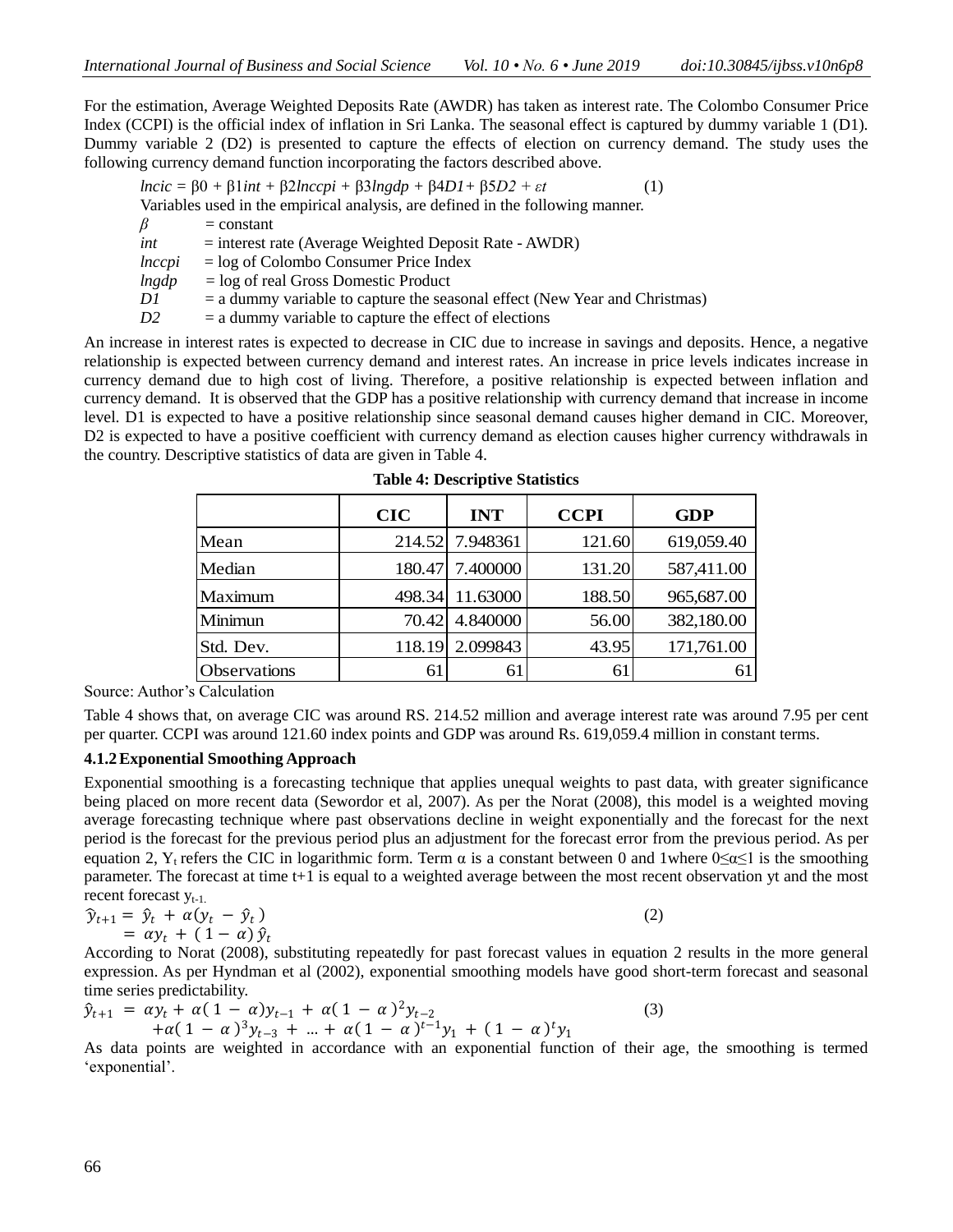For the estimation, Average Weighted Deposits Rate (AWDR) has taken as interest rate. The Colombo Consumer Price Index (CCPI) is the official index of inflation in Sri Lanka. The seasonal effect is captured by dummy variable 1 (D1). Dummy variable 2 (D2) is presented to capture the effects of election on currency demand. The study uses the following currency demand function incorporating the factors described above.

$$lncic = \beta 0 + \beta 1 int + \beta 2 lnccpi + \beta 3 lngdp + \beta 4 D1 + \beta 5 D2 + \varepsilon t \qquad (1)$$

Variables used in the empirical analysis, are defined in the following manner.

- *β* = constant
- *int* = interest rate (Average Weighted Deposit Rate - AWDR)
- *lnccpi* = log of Colombo Consumer Price Index
- *lngdp* = log of real Gross Domestic Product
- *D1* = a dummy variable to capture the seasonal effect (New Year and Christmas)
- *D2* = a dummy variable to capture the effect of elections

An increase in interest rates is expected to decrease in CIC due to increase in savings and deposits. Hence, a negative relationship is expected between currency demand and interest rates. An increase in price levels indicates increase in currency demand due to high cost of living. Therefore, a positive relationship is expected between inflation and currency demand. It is observed that the GDP has a positive relationship with currency demand that increase in income level. D1 is expected to have a positive relationship since seasonal demand causes higher demand in CIC. Moreover, D2 is expected to have a positive coefficient with currency demand as election causes higher currency withdrawals in the country. Descriptive statistics of data are given in Table 4.

**Table 4: Descriptive Statistics**

| | CIC | INT | CCPI | GDP |
|---|---|---|---|---|
| Mean | 214.52 | 7.948361 | 121.60 | 619,059.40 |
| Median | 180.47 | 7.400000 | 131.20 | 587,411.00 |
| Maximum | 498.34 | 11.63000 | 188.50 | 965,687.00 |
| Minimun | 70.42 | 4.840000 | 56.00 | 382,180.00 |
| Std. Dev. | 118.19 | 2.099843 | 43.95 | 171,761.00 |
| Observations | 61 | 61 | 61 | 61 |

Source: Author's Calculation

Table 4 shows that, on average CIC was around RS. 214.52 million and average interest rate was around 7.95 per cent per quarter. CCPI was around 121.60 index points and GDP was around Rs. 619,059.4 million in constant terms.

### 4.1.2 Exponential Smoothing Approach

Exponential smoothing is a forecasting technique that applies unequal weights to past data, with greater significance being placed on more recent data (Sewordor et al, 2007). As per the Norat (2008), this model is a weighted moving average forecasting technique where past observations decline in weight exponentially and the forecast for the next period is the forecast for the previous period plus an adjustment for the forecast error from the previous period. As per equation 2, $Y_t$ refers the CIC in logarithmic form. Term α is a constant between 0 and 1where $0 \leq \alpha \leq 1$ is the smoothing parameter. The forecast at time t+1 is equal to a weighted average between the most recent observation yt and the most recent forecast $y_{t-1.}$

$$\begin{aligned} \hat{y}_{t+1} &= \hat{y}_t + \alpha(y_t - \hat{y}_t) \\ &= \alpha y_t + (1 - \alpha)\hat{y}_t \end{aligned} \qquad (2)$$

According to Norat (2008), substituting repeatedly for past forecast values in equation 2 results in the more general expression. As per Hyndman et al (2002), exponential smoothing models have good short-term forecast and seasonal time series predictability.

$$\begin{aligned} \hat{y}_{t+1} &= \alpha y_t + \alpha(1 - \alpha)y_{t-1} + \alpha(1 - \alpha)^2 y_{t-2} \\ &\quad + \alpha(1 - \alpha)^3 y_{t-3} + \dots + \alpha(1 - \alpha)^{t-1} y_1 + (1 - \alpha)^t y_1 \end{aligned} \qquad (3)$$

As data points are weighted in accordance with an exponential function of their age, the smoothing is termed 'exponential'.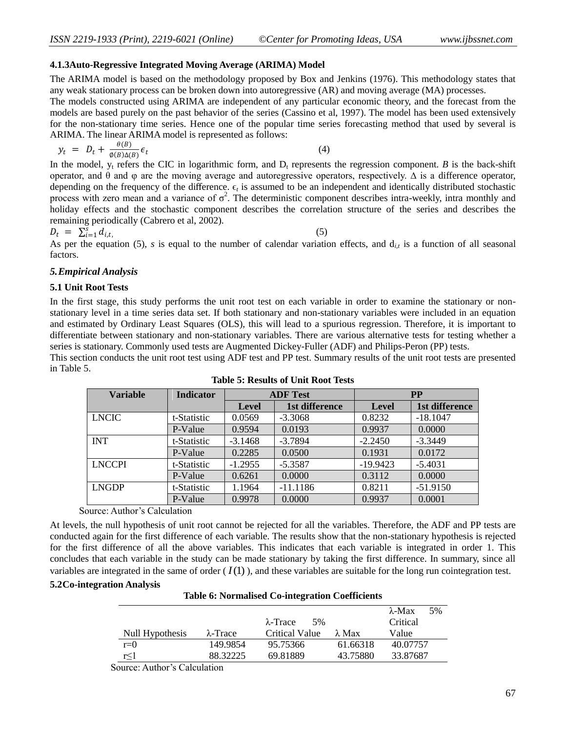#### 4.1.3Auto-Regressive Integrated Moving Average (ARIMA) Model

The ARIMA model is based on the methodology proposed by Box and Jenkins (1976). This methodology states that any weak stationary process can be broken down into autoregressive (AR) and moving average (MA) processes.

The models constructed using ARIMA are independent of any particular economic theory, and the forecast from the models are based purely on the past behavior of the series (Cassino et al, 1997). The model has been used extensively for the non-stationary time series. Hence one of the popular time series forecasting method that used by several is ARIMA. The linear ARIMA model is represented as follows:

$$y_t = D_t + \frac{\theta(B)}{\emptyset(B)\Delta(B)}\epsilon_t \qquad (4)$$

In the model, $y_t$ refers the CIC in logarithmic form, and $D_t$ represents the regression component. *B* is the back-shift operator, and θ and φ are the moving average and autoregressive operators, respectively. Δ is a difference operator, depending on the frequency of the difference. $\epsilon_t$ is assumed to be an independent and identically distributed stochastic process with zero mean and a variance of $\sigma^2$. The deterministic component describes intra-weekly, intra monthly and holiday effects and the stochastic component describes the correlation structure of the series and describes the remaining periodically (Cabrero et al, 2002).

$$D_t = \sum_{i=1}^{s} d_{i,t}, \qquad (5)$$

As per the equation (5), *s* is equal to the number of calendar variation effects, and $d_{i,t}$ is a function of all seasonal factors.

## *5.Empirical Analysis*

### 5.1 Unit Root Tests

In the first stage, this study performs the unit root test on each variable in order to examine the stationary or non-stationary level in a time series data set. If both stationary and non-stationary variables were included in an equation and estimated by Ordinary Least Squares (OLS), this will lead to a spurious regression. Therefore, it is important to differentiate between stationary and non-stationary variables. There are various alternative tests for testing whether a series is stationary. Commonly used tests are Augmented Dickey-Fuller (ADF) and Philips-Peron (PP) tests.

This section conducts the unit root test using ADF test and PP test. Summary results of the unit root tests are presented in Table 5.

**Table 5: Results of Unit Root Tests**

| Variable | Indicator | ADF Test | | PP | |
|---|---|---|---|---|---|
| | | Level | 1st difference | Level | 1st difference |
| LNCIC | t-Statistic | 0.0569 | -3.3068 | 0.8232 | -18.1047 |
| | P-Value | 0.9594 | 0.0193 | 0.9937 | 0.0000 |
| INT | t-Statistic | -3.1468 | -3.7894 | -2.2450 | -3.3449 |
| | P-Value | 0.2285 | 0.0500 | 0.1931 | 0.0172 |
| LNCCPI | t-Statistic | -1.2955 | -5.3587 | -19.9423 | -5.4031 |
| | P-Value | 0.6261 | 0.0000 | 0.3112 | 0.0000 |
| LNGDP | t-Statistic | 1.1964 | -11.1186 | 0.8211 | -51.9150 |
| | P-Value | 0.9978 | 0.0000 | 0.9937 | 0.0001 |

Source: Author's Calculation

At levels, the null hypothesis of unit root cannot be rejected for all the variables. Therefore, the ADF and PP tests are conducted again for the first difference of each variable. The results show that the non-stationary hypothesis is rejected for the first difference of all the above variables. This indicates that each variable is integrated in order 1. This concludes that each variable in the study can be made stationary by taking the first difference. In summary, since all variables are integrated in the same of order ( $I(1)$ ), and these variables are suitable for the long run cointegration test.

### 5.2Co-integration Analysis

**Table 6: Normalised Co-integration Coefficients**

| Null Hypothesis | λ-Trace | λ-Trace 5% Critical Value | λ Max | λ-Max 5% Critical Value |
|---|---|---|---|---|
| r=0 | 149.9854 | 95.75366 | 61.66318 | 40.07757 |
| r≤1 | 88.32225 | 69.81889 | 43.75880 | 33.87687 |

Source: Author's Calculation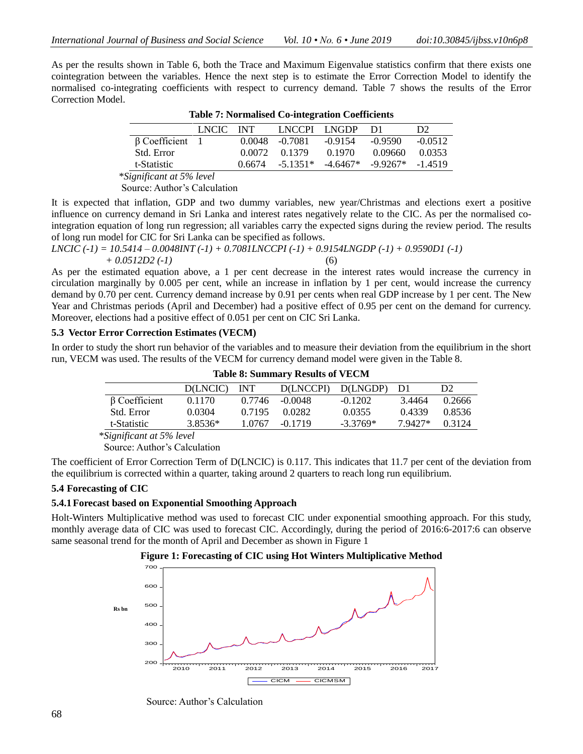As per the results shown in Table 6, both the Trace and Maximum Eigenvalue statistics confirm that there exists one cointegration between the variables. Hence the next step is to estimate the Error Correction Model to identify the normalised co-integrating coefficients with respect to currency demand. Table 7 shows the results of the Error Correction Model.

**Table 7: Normalised Co-integration Coefficients**

| | LNCIC | INT | LNCCPI | LNGDP | D1 | D2 |
|---|---|---|---|---|---|---|
| β Coefficient | 1 | 0.0048 | -0.7081 | -0.9154 | -0.9590 | -0.0512 |
| Std. Error | | 0.0072 | 0.1379 | 0.1970 | 0.09660 | 0.0353 |
| t-Statistic | | 0.6674 | -5.1351* | -4.6467* | -9.9267* | -1.4519 |

**Significant at 5% level*

Source: Author's Calculation

It is expected that inflation, GDP and two dummy variables, new year/Christmas and elections exert a positive influence on currency demand in Sri Lanka and interest rates negatively relate to the CIC. As per the normalised co-integration equation of long run regression; all variables carry the expected signs during the review period. The results of long run model for CIC for Sri Lanka can be specified as follows.

$$LNCIC\,(-1) = 10.5414 - 0.0048INT\,(-1) + 0.7081LNCCPI\,(-1) + 0.9154LNGDP\,(-1) + 0.9590D1\,(-1) + 0.0512D2\,(-1) \quad (6)$$

As per the estimated equation above, a 1 per cent decrease in the interest rates would increase the currency in circulation marginally by 0.005 per cent, while an increase in inflation by 1 per cent, would increase the currency demand by 0.70 per cent. Currency demand increase by 0.91 per cents when real GDP increase by 1 per cent. The New Year and Christmas periods (April and December) had a positive effect of 0.95 per cent on the demand for currency. Moreover, elections had a positive effect of 0.051 per cent on CIC Sri Lanka.

### 5.3 Vector Error Correction Estimates (VECM)

In order to study the short run behavior of the variables and to measure their deviation from the equilibrium in the short run, VECM was used. The results of the VECM for currency demand model were given in the Table 8.

**Table 8: Summary Results of VECM**

| | D(LNCIC) | INT | D(LNCCPI) | D(LNGDP) | D1 | D2 |
|---|---|---|---|---|---|---|
| β Coefficient | 0.1170 | 0.7746 | -0.0048 | -0.1202 | 3.4464 | 0.2666 |
| Std. Error | 0.0304 | 0.7195 | 0.0282 | 0.0355 | 0.4339 | 0.8536 |
| t-Statistic | 3.8536* | 1.0767 | -0.1719 | -3.3769* | 7.9427* | 0.3124 |

**Significant at 5% level*

Source: Author's Calculation

The coefficient of Error Correction Term of D(LNCIC) is 0.117. This indicates that 11.7 per cent of the deviation from the equilibrium is corrected within a quarter, taking around 2 quarters to reach long run equilibrium.

### 5.4 Forecasting of CIC

#### 5.4.1 Forecast based on Exponential Smoothing Approach

Holt-Winters Multiplicative method was used to forecast CIC under exponential smoothing approach. For this study, monthly average data of CIC was used to forecast CIC. Accordingly, during the period of 2016:6-2017:6 can observe same seasonal trend for the month of April and December as shown in Figure 1

**Figure 1: Forecasting of CIC using Hot Winters Multiplicative Method**

Source: Author's Calculation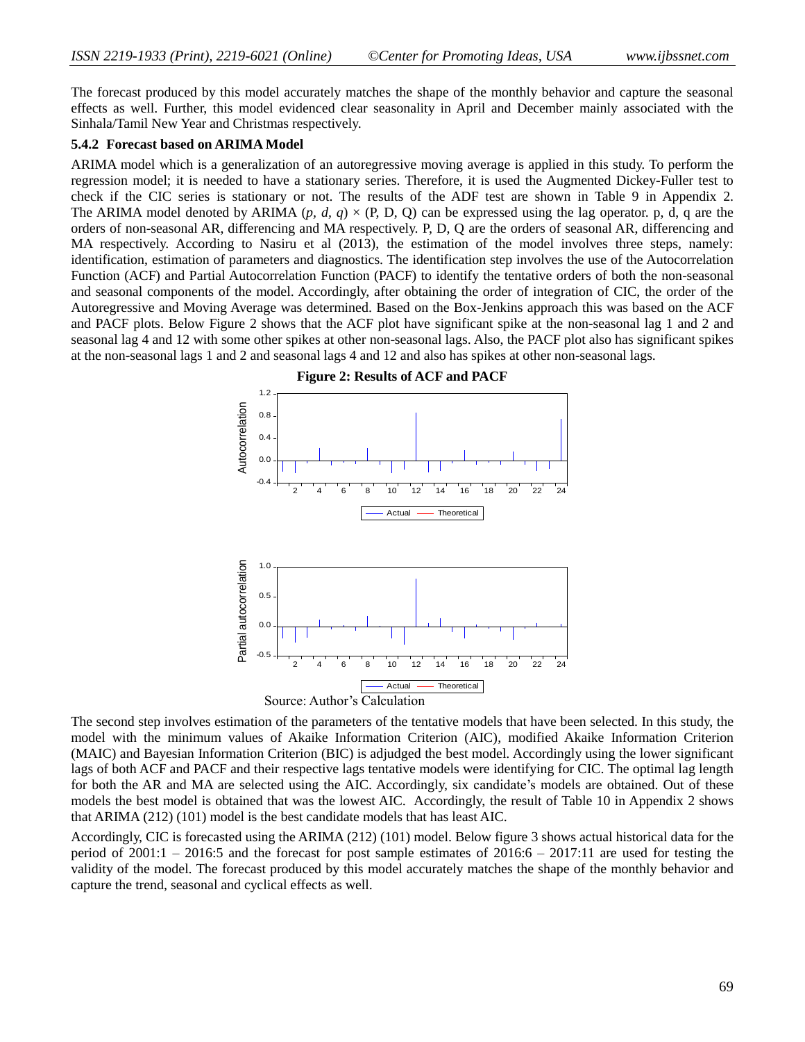The forecast produced by this model accurately matches the shape of the monthly behavior and capture the seasonal effects as well. Further, this model evidenced clear seasonality in April and December mainly associated with the Sinhala/Tamil New Year and Christmas respectively.

### 5.4.2 Forecast based on ARIMA Model

ARIMA model which is a generalization of an autoregressive moving average is applied in this study. To perform the regression model; it is needed to have a stationary series. Therefore, it is used the Augmented Dickey-Fuller test to check if the CIC series is stationary or not. The results of the ADF test are shown in Table 9 in Appendix 2. The ARIMA model denoted by ARIMA $(p, d, q) \times (P, D, Q)$ can be expressed using the lag operator. p, d, q are the orders of non-seasonal AR, differencing and MA respectively. P, D, Q are the orders of seasonal AR, differencing and MA respectively. According to Nasiru et al (2013), the estimation of the model involves three steps, namely: identification, estimation of parameters and diagnostics. The identification step involves the use of the Autocorrelation Function (ACF) and Partial Autocorrelation Function (PACF) to identify the tentative orders of both the non-seasonal and seasonal components of the model. Accordingly, after obtaining the order of integration of CIC, the order of the Autoregressive and Moving Average was determined. Based on the Box-Jenkins approach this was based on the ACF and PACF plots. Below Figure 2 shows that the ACF plot have significant spike at the non-seasonal lag 1 and 2 and seasonal lag 4 and 12 with some other spikes at other non-seasonal lags. Also, the PACF plot also has significant spikes at the non-seasonal lags 1 and 2 and seasonal lags 4 and 12 and also has spikes at other non-seasonal lags.

**Figure 2: Results of ACF and PACF**

Source: Author's Calculation

The second step involves estimation of the parameters of the tentative models that have been selected. In this study, the model with the minimum values of Akaike Information Criterion (AIC), modified Akaike Information Criterion (MAIC) and Bayesian Information Criterion (BIC) is adjudged the best model. Accordingly using the lower significant lags of both ACF and PACF and their respective lags tentative models were identifying for CIC. The optimal lag length for both the AR and MA are selected using the AIC. Accordingly, six candidate's models are obtained. Out of these models the best model is obtained that was the lowest AIC. Accordingly, the result of Table 10 in Appendix 2 shows that ARIMA (212) (101) model is the best candidate models that has least AIC.

Accordingly, CIC is forecasted using the ARIMA (212) (101) model. Below figure 3 shows actual historical data for the period of 2001:1 – 2016:5 and the forecast for post sample estimates of 2016:6 – 2017:11 are used for testing the validity of the model. The forecast produced by this model accurately matches the shape of the monthly behavior and capture the trend, seasonal and cyclical effects as well.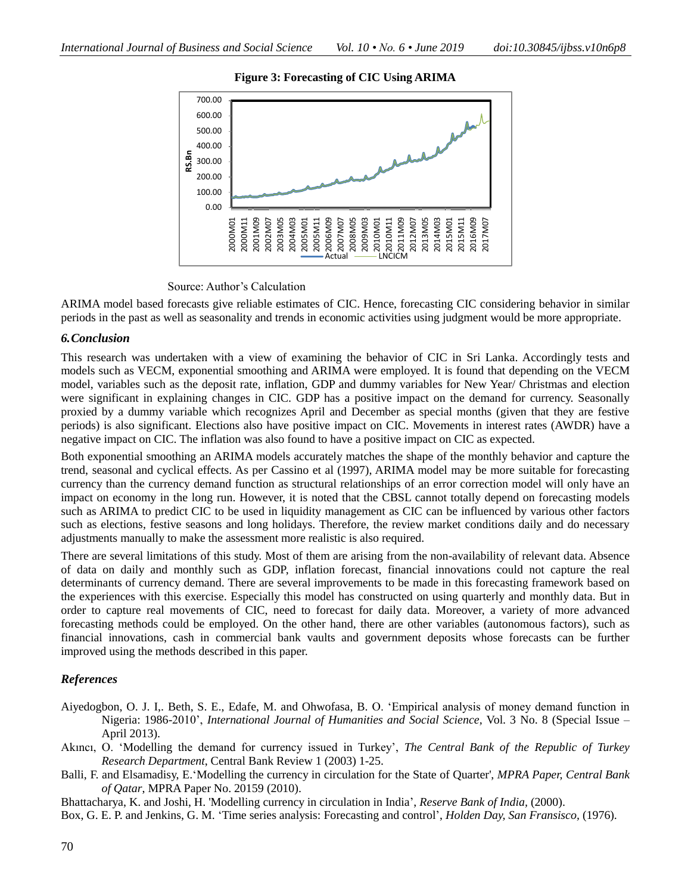**Figure 3: Forecasting of CIC Using ARIMA**

Source: Author's Calculation

ARIMA model based forecasts give reliable estimates of CIC. Hence, forecasting CIC considering behavior in similar periods in the past as well as seasonality and trends in economic activities using judgment would be more appropriate.

### *6.Conclusion*

This research was undertaken with a view of examining the behavior of CIC in Sri Lanka. Accordingly tests and models such as VECM, exponential smoothing and ARIMA were employed. It is found that depending on the VECM model, variables such as the deposit rate, inflation, GDP and dummy variables for New Year/ Christmas and election were significant in explaining changes in CIC. GDP has a positive impact on the demand for currency. Seasonally proxied by a dummy variable which recognizes April and December as special months (given that they are festive periods) is also significant. Elections also have positive impact on CIC. Movements in interest rates (AWDR) have a negative impact on CIC. The inflation was also found to have a positive impact on CIC as expected.

Both exponential smoothing an ARIMA models accurately matches the shape of the monthly behavior and capture the trend, seasonal and cyclical effects. As per Cassino et al (1997), ARIMA model may be more suitable for forecasting currency than the currency demand function as structural relationships of an error correction model will only have an impact on economy in the long run. However, it is noted that the CBSL cannot totally depend on forecasting models such as ARIMA to predict CIC to be used in liquidity management as CIC can be influenced by various other factors such as elections, festive seasons and long holidays. Therefore, the review market conditions daily and do necessary adjustments manually to make the assessment more realistic is also required.

There are several limitations of this study. Most of them are arising from the non-availability of relevant data. Absence of data on daily and monthly such as GDP, inflation forecast, financial innovations could not capture the real determinants of currency demand. There are several improvements to be made in this forecasting framework based on the experiences with this exercise. Especially this model has constructed on using quarterly and monthly data. But in order to capture real movements of CIC, need to forecast for daily data. Moreover, a variety of more advanced forecasting methods could be employed. On the other hand, there are other variables (autonomous factors), such as financial innovations, cash in commercial bank vaults and government deposits whose forecasts can be further improved using the methods described in this paper.

### *References*

Aiyedogbon, O. J. I,. Beth, S. E., Edafe, M. and Ohwofasa, B. O. 'Empirical analysis of money demand function in Nigeria: 1986-2010', *International Journal of Humanities and Social Science,* Vol. 3 No. 8 (Special Issue – April 2013).

Akıncı, O. 'Modelling the demand for currency issued in Turkey', *The Central Bank of the Republic of Turkey Research Department*, Central Bank Review 1 (2003) 1-25.

Balli, F. and Elsamadisy, E.'Modelling the currency in circulation for the State of Quarter', *MPRA Paper, Central Bank of Qatar,* MPRA Paper No. 20159 (2010).

Bhattacharya, K. and Joshi, H. 'Modelling currency in circulation in India', *Reserve Bank of India,* (2000).

Box, G. E. P. and Jenkins, G. M. 'Time series analysis: Forecasting and control', *Holden Day, San Fransisco,* (1976).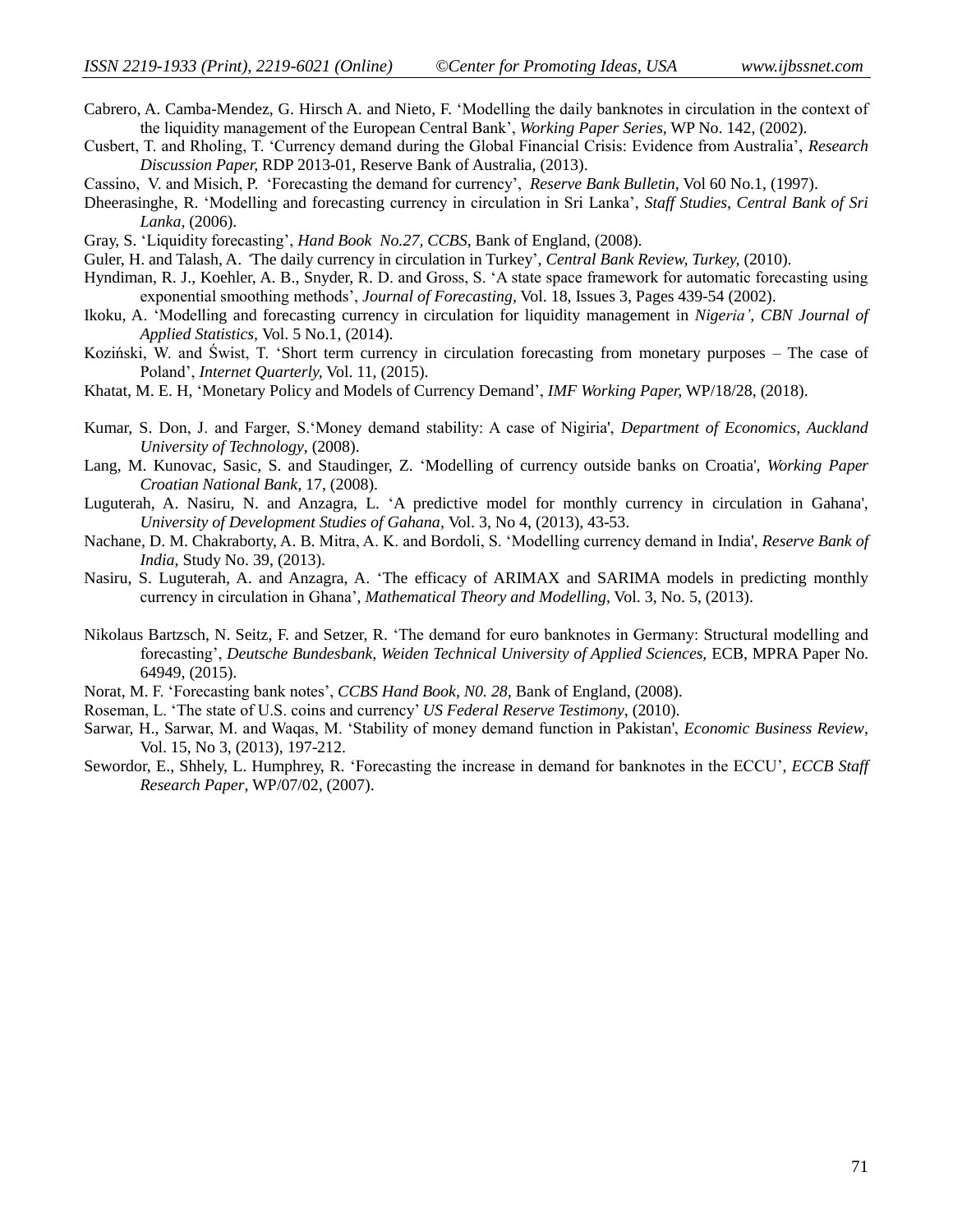Cabrero, A. Camba-Mendez, G. Hirsch A. and Nieto, F. 'Modelling the daily banknotes in circulation in the context of the liquidity management of the European Central Bank', *Working Paper Series*, WP No. 142, (2002).

Cusbert, T. and Rholing, T. 'Currency demand during the Global Financial Crisis: Evidence from Australia', *Research Discussion Paper,* RDP 2013-01, Reserve Bank of Australia, (2013).

Cassino, V. and Misich, P. 'Forecasting the demand for currency', *Reserve Bank Bulletin*, Vol 60 No.1, (1997).

Dheerasinghe, R. 'Modelling and forecasting currency in circulation in Sri Lanka', *Staff Studies, Central Bank of Sri Lanka,* (2006).

Gray, S. 'Liquidity forecasting', *Hand Book No.27, CCBS*, Bank of England, (2008).

Guler, H. and Talash, A. 'The daily currency in circulation in Turkey', *Central Bank Review, Turkey,* (2010).

Hyndiman, R. J., Koehler, A. B., Snyder, R. D. and Gross, S. 'A state space framework for automatic forecasting using exponential smoothing methods', *Journal of Forecasting,* Vol. 18, Issues 3, Pages 439-54 (2002).

Ikoku, A. 'Modelling and forecasting currency in circulation for liquidity management in *Nigeria', CBN Journal of Applied Statistics*, Vol. 5 No.1, (2014).

Koziński, W. and Świst, T. 'Short term currency in circulation forecasting from monetary purposes – The case of Poland', *Internet Quarterly*, Vol. 11, (2015).

Khatat, M. E. H, 'Monetary Policy and Models of Currency Demand', *IMF Working Paper,* WP/18/28, (2018).

Kumar, S. Don, J. and Farger, S.'Money demand stability: A case of Nigiria', *Department of Economics, Auckland University of Technology*, (2008).

Lang, M. Kunovac, Sasic, S. and Staudinger, Z. 'Modelling of currency outside banks on Croatia', *Working Paper Croatian National Bank,* 17, (2008).

Luguterah, A. Nasiru, N. and Anzagra, L. 'A predictive model for monthly currency in circulation in Gahana', *University of Development Studies of Gahana,* Vol. 3, No 4, (2013), 43-53.

Nachane, D. M. Chakraborty, A. B. Mitra, A. K. and Bordoli, S. 'Modelling currency demand in India', *Reserve Bank of India*, Study No. 39, (2013).

Nasiru, S. Luguterah, A. and Anzagra, A. 'The efficacy of ARIMAX and SARIMA models in predicting monthly currency in circulation in Ghana', *Mathematical Theory and Modelling*, Vol. 3, No. 5, (2013).

Nikolaus Bartzsch, N. Seitz, F. and Setzer, R. 'The demand for euro banknotes in Germany: Structural modelling and forecasting', *Deutsche Bundesbank, Weiden Technical University of Applied Sciences,* ECB, MPRA Paper No. 64949, (2015).

Norat, M. F. 'Forecasting bank notes', *CCBS Hand Book, N0. 28*, Bank of England, (2008).

Roseman, L. 'The state of U.S. coins and currency' *US Federal Reserve Testimony*, (2010).

Sarwar, H., Sarwar, M. and Waqas, M. 'Stability of money demand function in Pakistan', *Economic Business Review*, Vol. 15, No 3, (2013), 197-212.

Sewordor, E., Shhely, L. Humphrey, R. 'Forecasting the increase in demand for banknotes in the ECCU', *ECCB Staff Research Paper*, WP/07/02, (2007).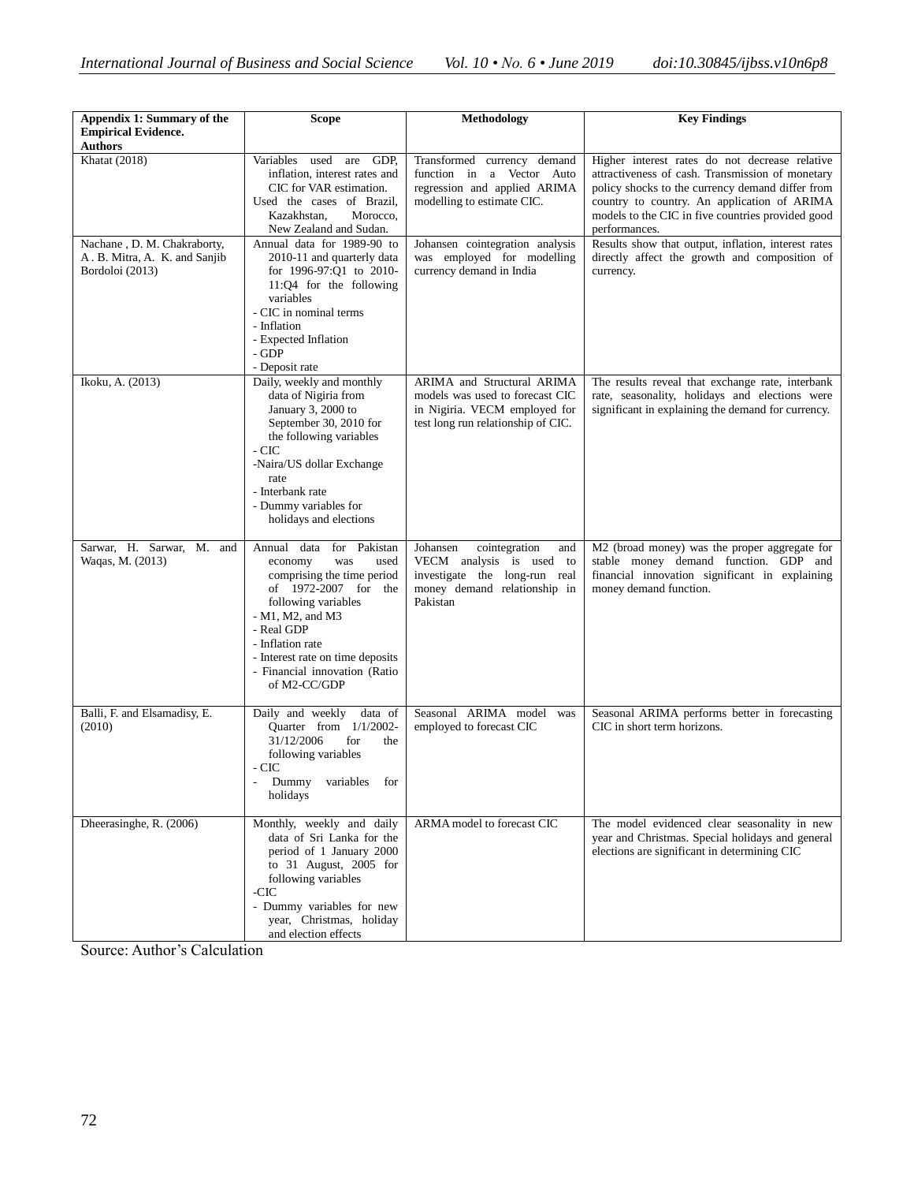| Appendix 1: Summary of the Empirical Evidence. Authors | Scope | Methodology | Key Findings |
|---|---|---|---|
| Khatat (2018) | Variables used are GDP, inflation, interest rates and CIC for VAR estimation. Used the cases of Brazil, Kazakhstan, Morocco, New Zealand and Sudan. | Transformed currency demand function in a Vector Auto regression and applied ARIMA modelling to estimate CIC. | Higher interest rates do not decrease relative attractiveness of cash. Transmission of monetary policy shocks to the currency demand differ from country to country. An application of ARIMA models to the CIC in five countries provided good performances. |
| Nachane , D. M. Chakraborty, A . B. Mitra, A. K. and Sanjib Bordoloi (2013) | Annual data for 1989-90 to 2010-11 and quarterly data for 1996-97:Q1 to 2010-11:Q4 for the following variables<br>- CIC in nominal terms<br>- Inflation<br>- Expected Inflation<br>- GDP<br>- Deposit rate | Johansen cointegration analysis was employed for modelling currency demand in India | Results show that output, inflation, interest rates directly affect the growth and composition of currency. |
| Ikoku, A. (2013) | Daily, weekly and monthly data of Nigiria from January 3, 2000 to September 30, 2010 for the following variables<br>- CIC<br>-Naira/US dollar Exchange rate<br>- Interbank rate<br>- Dummy variables for holidays and elections | ARIMA and Structural ARIMA models was used to forecast CIC in Nigiria. VECM employed for test long run relationship of CIC. | The results reveal that exchange rate, interbank rate, seasonality, holidays and elections were significant in explaining the demand for currency. |
| Sarwar, H. Sarwar, M. and Waqas, M. (2013) | Annual data for Pakistan economy was used comprising the time period of 1972-2007 for the following variables<br>- M1, M2, and M3<br>- Real GDP<br>- Inflation rate<br>- Interest rate on time deposits<br>- Financial innovation (Ratio of M2-CC/GDP | Johansen cointegration and VECM analysis is used to investigate the long-run real money demand relationship in Pakistan | M2 (broad money) was the proper aggregate for stable money demand function. GDP and financial innovation significant in explaining money demand function. |
| Balli, F. and Elsamadisy, E. (2010) | Daily and weekly data of Quarter from 1/1/2002-31/12/2006 for the following variables<br>- CIC<br>- Dummy variables for holidays | Seasonal ARIMA model was employed to forecast CIC | Seasonal ARIMA performs better in forecasting CIC in short term horizons. |
| Dheerasinghe, R. (2006) | Monthly, weekly and daily data of Sri Lanka for the period of 1 January 2000 to 31 August, 2005 for following variables<br>-CIC<br>- Dummy variables for new year, Christmas, holiday and election effects | ARMA model to forecast CIC | The model evidenced clear seasonality in new year and Christmas. Special holidays and general elections are significant in determining CIC |

Source: Author's Calculation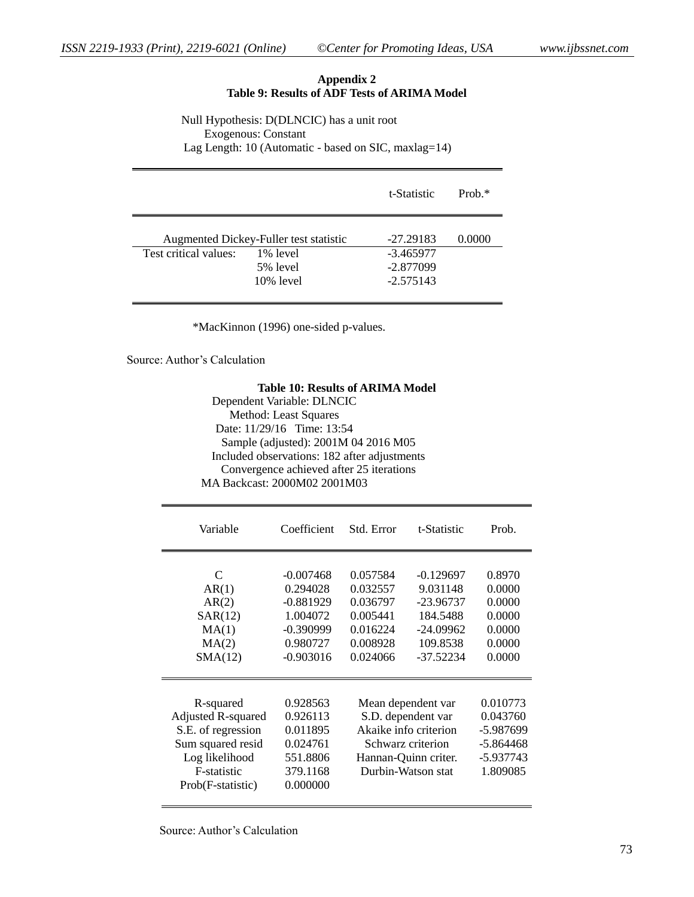## Appendix 2

**Table 9: Results of ADF Tests of ARIMA Model**

Null Hypothesis: D(DLNCIC) has a unit root
Exogenous: Constant
Lag Length: 10 (Automatic - based on SIC, maxlag=14)

| | | t-Statistic | Prob.* |
|---|---|---|---|
| Augmented Dickey-Fuller test statistic | | -27.29183 | 0.0000 |
| Test critical values: | 1% level | -3.465977 | |
| | 5% level | -2.877099 | |
| | 10% level | -2.575143 | |

*MacKinnon (1996) one-sided p-values.

Source: Author's Calculation

**Table 10: Results of ARIMA Model**

Dependent Variable: DLNCIC
Method: Least Squares
Date: 11/29/16 Time: 13:54
Sample (adjusted): 2001M 04 2016 M05
Included observations: 182 after adjustments
Convergence achieved after 25 iterations
MA Backcast: 2000M02 2001M03

| Variable | Coefficient | Std. Error | t-Statistic | Prob. |
|---|---|---|---|---|
| C | -0.007468 | 0.057584 | -0.129697 | 0.8970 |
| AR(1) | 0.294028 | 0.032557 | 9.031148 | 0.0000 |
| AR(2) | -0.881929 | 0.036797 | -23.96737 | 0.0000 |
| SAR(12) | 1.004072 | 0.005441 | 184.5488 | 0.0000 |
| MA(1) | -0.390999 | 0.016224 | -24.09962 | 0.0000 |
| MA(2) | 0.980727 | 0.008928 | 109.8538 | 0.0000 |
| SMA(12) | -0.903016 | 0.024066 | -37.52234 | 0.0000 |

| | | | |
|---|---|---|---|
| R-squared | 0.928563 | Mean dependent var | 0.010773 |
| Adjusted R-squared | 0.926113 | S.D. dependent var | 0.043760 |
| S.E. of regression | 0.011895 | Akaike info criterion | -5.987699 |
| Sum squared resid | 0.024761 | Schwarz criterion | -5.864468 |
| Log likelihood | 551.8806 | Hannan-Quinn criter. | -5.937743 |
| F-statistic | 379.1168 | Durbin-Watson stat | 1.809085 |
| Prob(F-statistic) | 0.000000 | | |

Source: Author's Calculation